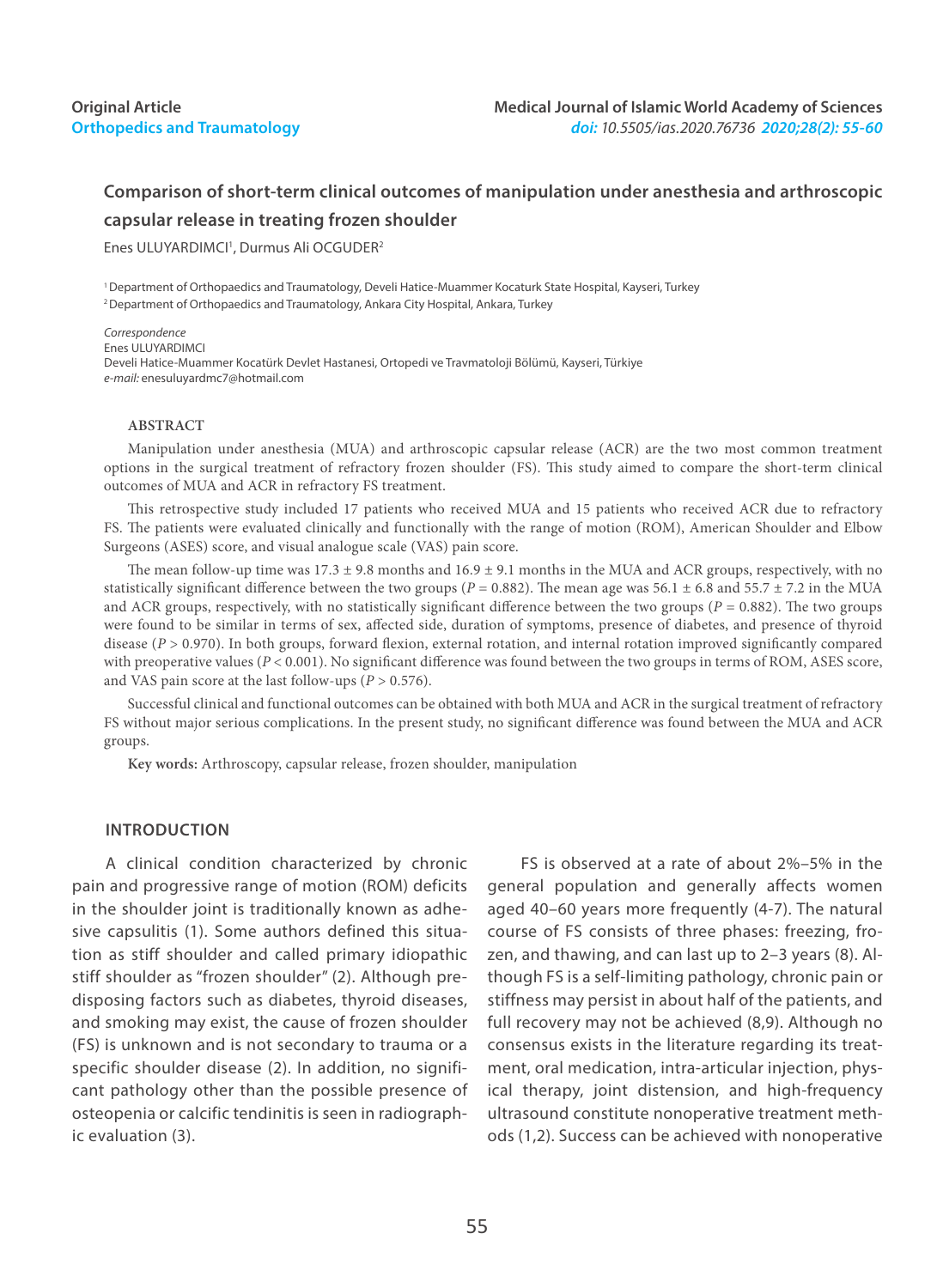Original Article
Orthopedics and Traumatology

# Comparison of short-term clinical outcomes of manipulation under anesthesia and arthroscopic capsular release in treating frozen shoulder

Enes ULUYARDIMCI[1], Durmus Ali OCGUDER[2]

[1] Department of Orthopaedics and Traumatology, Develi Hatice-Muammer Kocaturk State Hospital, Kayseri, Turkey
[2] Department of Orthopaedics and Traumatology, Ankara City Hospital, Ankara, Turkey

*Correspondence*
Enes ULUYARDIMCI
Develi Hatice-Muammer Kocatürk Devlet Hastanesi, Ortopedi ve Travmatoloji Bölümü, Kayseri, Türkiye
*e-mail:* enesuluyardmc7@hotmail.com

## ABSTRACT

Manipulation under anesthesia (MUA) and arthroscopic capsular release (ACR) are the two most common treatment options in the surgical treatment of refractory frozen shoulder (FS). This study aimed to compare the short-term clinical outcomes of MUA and ACR in refractory FS treatment.

This retrospective study included 17 patients who received MUA and 15 patients who received ACR due to refractory FS. The patients were evaluated clinically and functionally with the range of motion (ROM), American Shoulder and Elbow Surgeons (ASES) score, and visual analogue scale (VAS) pain score.

The mean follow-up time was 17.3 ± 9.8 months and 16.9 ± 9.1 months in the MUA and ACR groups, respectively, with no statistically significant difference between the two groups ($P$ = 0.882). The mean age was 56.1 ± 6.8 and 55.7 ± 7.2 in the MUA and ACR groups, respectively, with no statistically significant difference between the two groups ($P$ = 0.882). The two groups were found to be similar in terms of sex, affected side, duration of symptoms, presence of diabetes, and presence of thyroid disease ($P$ > 0.970). In both groups, forward flexion, external rotation, and internal rotation improved significantly compared with preoperative values ($P$ < 0.001). No significant difference was found between the two groups in terms of ROM, ASES score, and VAS pain score at the last follow-ups ($P$ > 0.576).

Successful clinical and functional outcomes can be obtained with both MUA and ACR in the surgical treatment of refractory FS without major serious complications. In the present study, no significant difference was found between the MUA and ACR groups.

**Key words:** Arthroscopy, capsular release, frozen shoulder, manipulation

## INTRODUCTION

A clinical condition characterized by chronic pain and progressive range of motion (ROM) deficits in the shoulder joint is traditionally known as adhesive capsulitis (1). Some authors defined this situation as stiff shoulder and called primary idiopathic stiff shoulder as "frozen shoulder" (2). Although predisposing factors such as diabetes, thyroid diseases, and smoking may exist, the cause of frozen shoulder (FS) is unknown and is not secondary to trauma or a specific shoulder disease (2). In addition, no significant pathology other than the possible presence of osteopenia or calcific tendinitis is seen in radiographic evaluation (3).

FS is observed at a rate of about 2%–5% in the general population and generally affects women aged 40–60 years more frequently (4-7). The natural course of FS consists of three phases: freezing, frozen, and thawing, and can last up to 2–3 years (8). Although FS is a self-limiting pathology, chronic pain or stiffness may persist in about half of the patients, and full recovery may not be achieved (8,9). Although no consensus exists in the literature regarding its treatment, oral medication, intra-articular injection, physical therapy, joint distension, and high-frequency ultrasound constitute nonoperative treatment methods (1,2). Success can be achieved with nonoperative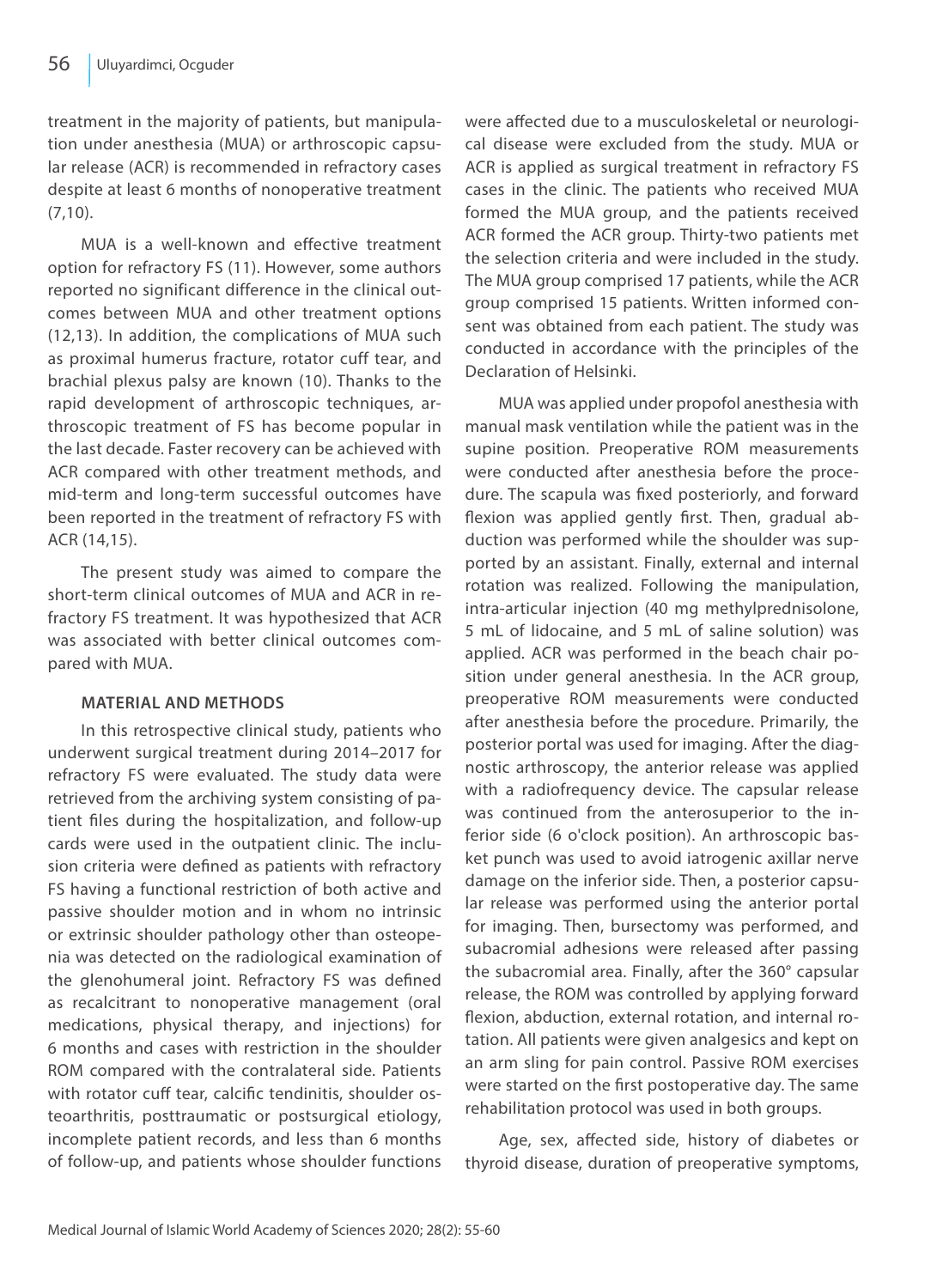treatment in the majority of patients, but manipulation under anesthesia (MUA) or arthroscopic capsular release (ACR) is recommended in refractory cases despite at least 6 months of nonoperative treatment (7,10).

MUA is a well-known and effective treatment option for refractory FS (11). However, some authors reported no significant difference in the clinical outcomes between MUA and other treatment options (12,13). In addition, the complications of MUA such as proximal humerus fracture, rotator cuff tear, and brachial plexus palsy are known (10). Thanks to the rapid development of arthroscopic techniques, arthroscopic treatment of FS has become popular in the last decade. Faster recovery can be achieved with ACR compared with other treatment methods, and mid-term and long-term successful outcomes have been reported in the treatment of refractory FS with ACR (14,15).

The present study was aimed to compare the short-term clinical outcomes of MUA and ACR in refractory FS treatment. It was hypothesized that ACR was associated with better clinical outcomes compared with MUA.

## MATERIAL AND METHODS

In this retrospective clinical study, patients who underwent surgical treatment during 2014–2017 for refractory FS were evaluated. The study data were retrieved from the archiving system consisting of patient files during the hospitalization, and follow-up cards were used in the outpatient clinic. The inclusion criteria were defined as patients with refractory FS having a functional restriction of both active and passive shoulder motion and in whom no intrinsic or extrinsic shoulder pathology other than osteopenia was detected on the radiological examination of the glenohumeral joint. Refractory FS was defined as recalcitrant to nonoperative management (oral medications, physical therapy, and injections) for 6 months and cases with restriction in the shoulder ROM compared with the contralateral side. Patients with rotator cuff tear, calcific tendinitis, shoulder osteoarthritis, posttraumatic or postsurgical etiology, incomplete patient records, and less than 6 months of follow-up, and patients whose shoulder functions were affected due to a musculoskeletal or neurological disease were excluded from the study. MUA or ACR is applied as surgical treatment in refractory FS cases in the clinic. The patients who received MUA formed the MUA group, and the patients received ACR formed the ACR group. Thirty-two patients met the selection criteria and were included in the study. The MUA group comprised 17 patients, while the ACR group comprised 15 patients. Written informed consent was obtained from each patient. The study was conducted in accordance with the principles of the Declaration of Helsinki.

MUA was applied under propofol anesthesia with manual mask ventilation while the patient was in the supine position. Preoperative ROM measurements were conducted after anesthesia before the procedure. The scapula was fixed posteriorly, and forward flexion was applied gently first. Then, gradual abduction was performed while the shoulder was supported by an assistant. Finally, external and internal rotation was realized. Following the manipulation, intra-articular injection (40 mg methylprednisolone, 5 mL of lidocaine, and 5 mL of saline solution) was applied. ACR was performed in the beach chair position under general anesthesia. In the ACR group, preoperative ROM measurements were conducted after anesthesia before the procedure. Primarily, the posterior portal was used for imaging. After the diagnostic arthroscopy, the anterior release was applied with a radiofrequency device. The capsular release was continued from the anterosuperior to the inferior side (6 o'clock position). An arthroscopic basket punch was used to avoid iatrogenic axillar nerve damage on the inferior side. Then, a posterior capsular release was performed using the anterior portal for imaging. Then, bursectomy was performed, and subacromial adhesions were released after passing the subacromial area. Finally, after the 360° capsular release, the ROM was controlled by applying forward flexion, abduction, external rotation, and internal rotation. All patients were given analgesics and kept on an arm sling for pain control. Passive ROM exercises were started on the first postoperative day. The same rehabilitation protocol was used in both groups.

Age, sex, affected side, history of diabetes or thyroid disease, duration of preoperative symptoms,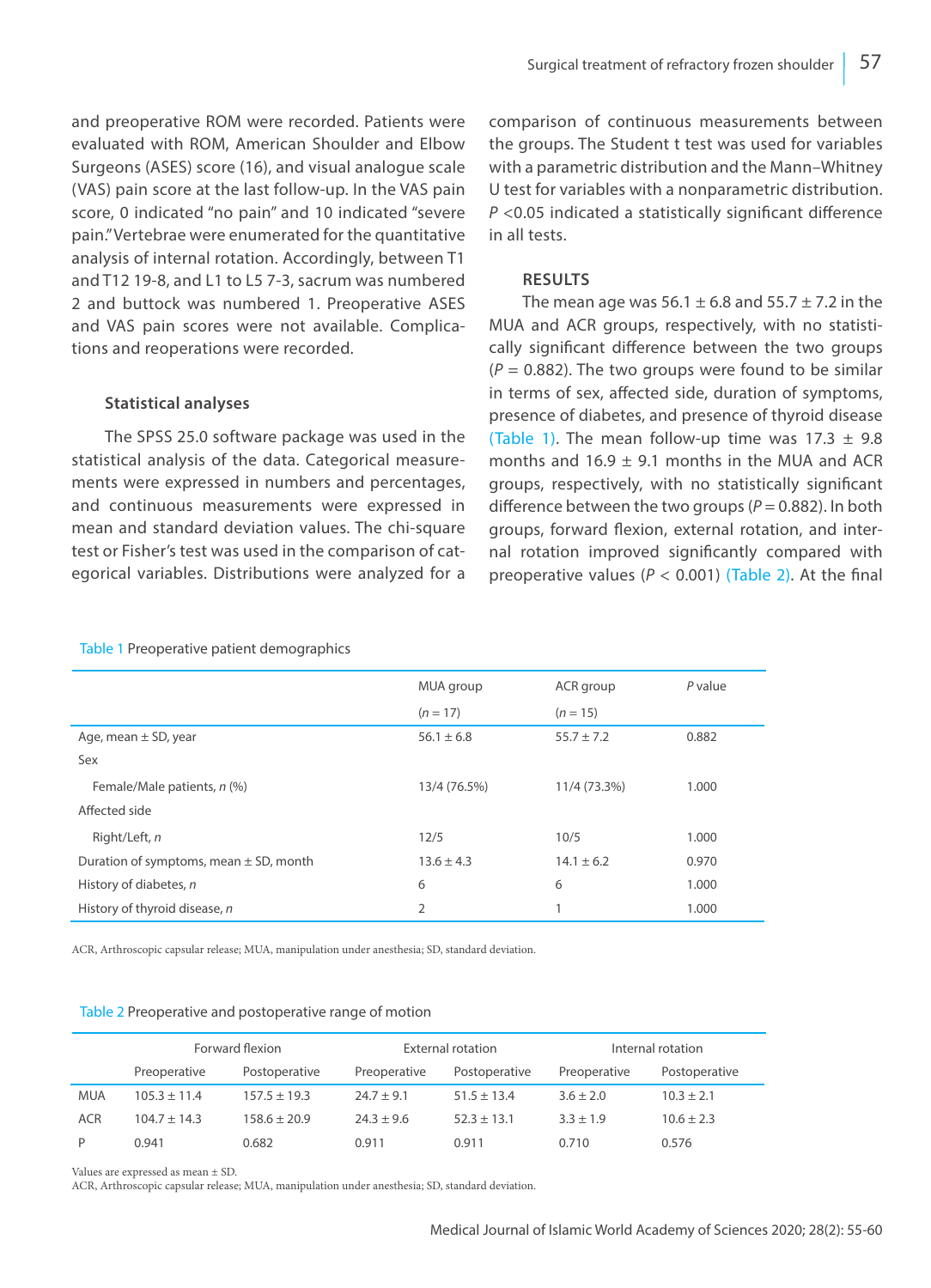and preoperative ROM were recorded. Patients were evaluated with ROM, American Shoulder and Elbow Surgeons (ASES) score (16), and visual analogue scale (VAS) pain score at the last follow-up. In the VAS pain score, 0 indicated "no pain" and 10 indicated "severe pain." Vertebrae were enumerated for the quantitative analysis of internal rotation. Accordingly, between T1 and T12 19-8, and L1 to L5 7-3, sacrum was numbered 2 and buttock was numbered 1. Preoperative ASES and VAS pain scores were not available. Complications and reoperations were recorded.

### Statistical analyses

The SPSS 25.0 software package was used in the statistical analysis of the data. Categorical measurements were expressed in numbers and percentages, and continuous measurements were expressed in mean and standard deviation values. The chi-square test or Fisher's test was used in the comparison of categorical variables. Distributions were analyzed for a comparison of continuous measurements between the groups. The Student t test was used for variables with a parametric distribution and the Mann–Whitney U test for variables with a nonparametric distribution. $P$ <0.05 indicated a statistically significant difference in all tests.

## RESULTS

The mean age was 56.1 ± 6.8 and 55.7 ± 7.2 in the MUA and ACR groups, respectively, with no statistically significant difference between the two groups ($P$ = 0.882). The two groups were found to be similar in terms of sex, affected side, duration of symptoms, presence of diabetes, and presence of thyroid disease (Table 1). The mean follow-up time was 17.3 ± 9.8 months and 16.9 ± 9.1 months in the MUA and ACR groups, respectively, with no statistically significant difference between the two groups ($P$ = 0.882). In both groups, forward flexion, external rotation, and internal rotation improved significantly compared with preoperative values ($P$ < 0.001) (Table 2). At the final

Table 1 Preoperative patient demographics

| | MUA group ($n$ = 17) | ACR group ($n$ = 15) | $P$ value |
|---|---|---|---|
| Age, mean ± SD, year | 56.1 ± 6.8 | 55.7 ± 7.2 | 0.882 |
| Sex | | | |
| Female/Male patients, $n$ (%) | 13/4 (76.5%) | 11/4 (73.3%) | 1.000 |
| Affected side | | | |
| Right/Left, $n$ | 12/5 | 10/5 | 1.000 |
| Duration of symptoms, mean ± SD, month | 13.6 ± 4.3 | 14.1 ± 6.2 | 0.970 |
| History of diabetes, $n$ | 6 | 6 | 1.000 |
| History of thyroid disease, $n$ | 2 | 1 | 1.000 |

ACR, Arthroscopic capsular release; MUA, manipulation under anesthesia; SD, standard deviation.

Table 2 Preoperative and postoperative range of motion

| | Forward flexion | | External rotation | | Internal rotation | |
|---|---|---|---|---|---|---|
| | Preoperative | Postoperative | Preoperative | Postoperative | Preoperative | Postoperative |
| MUA | 105.3 ± 11.4 | 157.5 ± 19.3 | 24.7 ± 9.1 | 51.5 ± 13.4 | 3.6 ± 2.0 | 10.3 ± 2.1 |
| ACR | 104.7 ± 14.3 | 158.6 ± 20.9 | 24.3 ± 9.6 | 52.3 ± 13.1 | 3.3 ± 1.9 | 10.6 ± 2.3 |
| P | 0.941 | 0.682 | 0.911 | 0.911 | 0.710 | 0.576 |

Values are expressed as mean ± SD.
ACR, Arthroscopic capsular release; MUA, manipulation under anesthesia; SD, standard deviation.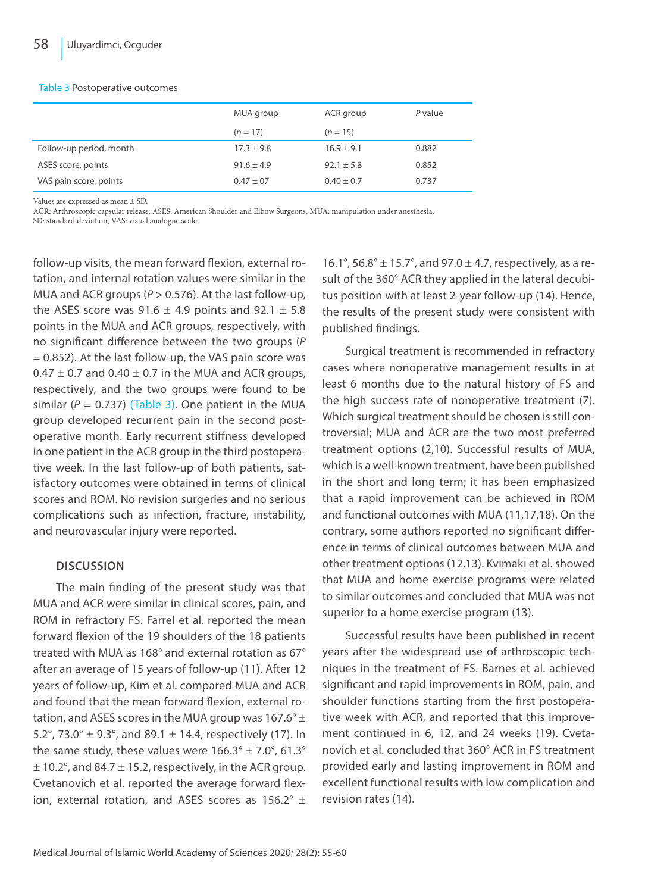Table 3 Postoperative outcomes

| | MUA group ($n$ = 17) | ACR group ($n$ = 15) | $P$ value |
|---|---|---|---|
| Follow-up period, month | 17.3 ± 9.8 | 16.9 ± 9.1 | 0.882 |
| ASES score, points | 91.6 ± 4.9 | 92.1 ± 5.8 | 0.852 |
| VAS pain score, points | 0.47 ± 07 | 0.40 ± 0.7 | 0.737 |

Values are expressed as mean ± SD.
ACR: Arthroscopic capsular release, ASES: American Shoulder and Elbow Surgeons, MUA: manipulation under anesthesia, SD: standard deviation, VAS: visual analogue scale.

follow-up visits, the mean forward flexion, external rotation, and internal rotation values were similar in the MUA and ACR groups ($P > 0.576$). At the last follow-up, the ASES score was 91.6 ± 4.9 points and 92.1 ± 5.8 points in the MUA and ACR groups, respectively, with no significant difference between the two groups ($P = 0.852$). At the last follow-up, the VAS pain score was 0.47 ± 0.7 and 0.40 ± 0.7 in the MUA and ACR groups, respectively, and the two groups were found to be similar ($P = 0.737$) (Table 3). One patient in the MUA group developed recurrent pain in the second postoperative month. Early recurrent stiffness developed in one patient in the ACR group in the third postoperative week. In the last follow-up of both patients, satisfactory outcomes were obtained in terms of clinical scores and ROM. No revision surgeries and no serious complications such as infection, fracture, instability, and neurovascular injury were reported.

## DISCUSSION

The main finding of the present study was that MUA and ACR were similar in clinical scores, pain, and ROM in refractory FS. Farrel et al. reported the mean forward flexion of the 19 shoulders of the 18 patients treated with MUA as 168° and external rotation as 67° after an average of 15 years of follow-up (11). After 12 years of follow-up, Kim et al. compared MUA and ACR and found that the mean forward flexion, external rotation, and ASES scores in the MUA group was 167.6° ± 5.2°, 73.0° ± 9.3°, and 89.1 ± 14.4, respectively (17). In the same study, these values were 166.3° ± 7.0°, 61.3° ± 10.2°, and 84.7 ± 15.2, respectively, in the ACR group. Cvetanovich et al. reported the average forward flexion, external rotation, and ASES scores as 156.2° ± 16.1°, 56.8° ± 15.7°, and 97.0 ± 4.7, respectively, as a result of the 360° ACR they applied in the lateral decubitus position with at least 2-year follow-up (14). Hence, the results of the present study were consistent with published findings.

Surgical treatment is recommended in refractory cases where nonoperative management results in at least 6 months due to the natural history of FS and the high success rate of nonoperative treatment (7). Which surgical treatment should be chosen is still controversial; MUA and ACR are the two most preferred treatment options (2,10). Successful results of MUA, which is a well-known treatment, have been published in the short and long term; it has been emphasized that a rapid improvement can be achieved in ROM and functional outcomes with MUA (11,17,18). On the contrary, some authors reported no significant difference in terms of clinical outcomes between MUA and other treatment options (12,13). Kvimaki et al. showed that MUA and home exercise programs were related to similar outcomes and concluded that MUA was not superior to a home exercise program (13).

Successful results have been published in recent years after the widespread use of arthroscopic techniques in the treatment of FS. Barnes et al. achieved significant and rapid improvements in ROM, pain, and shoulder functions starting from the first postoperative week with ACR, and reported that this improvement continued in 6, 12, and 24 weeks (19). Cvetanovich et al. concluded that 360° ACR in FS treatment provided early and lasting improvement in ROM and excellent functional results with low complication and revision rates (14).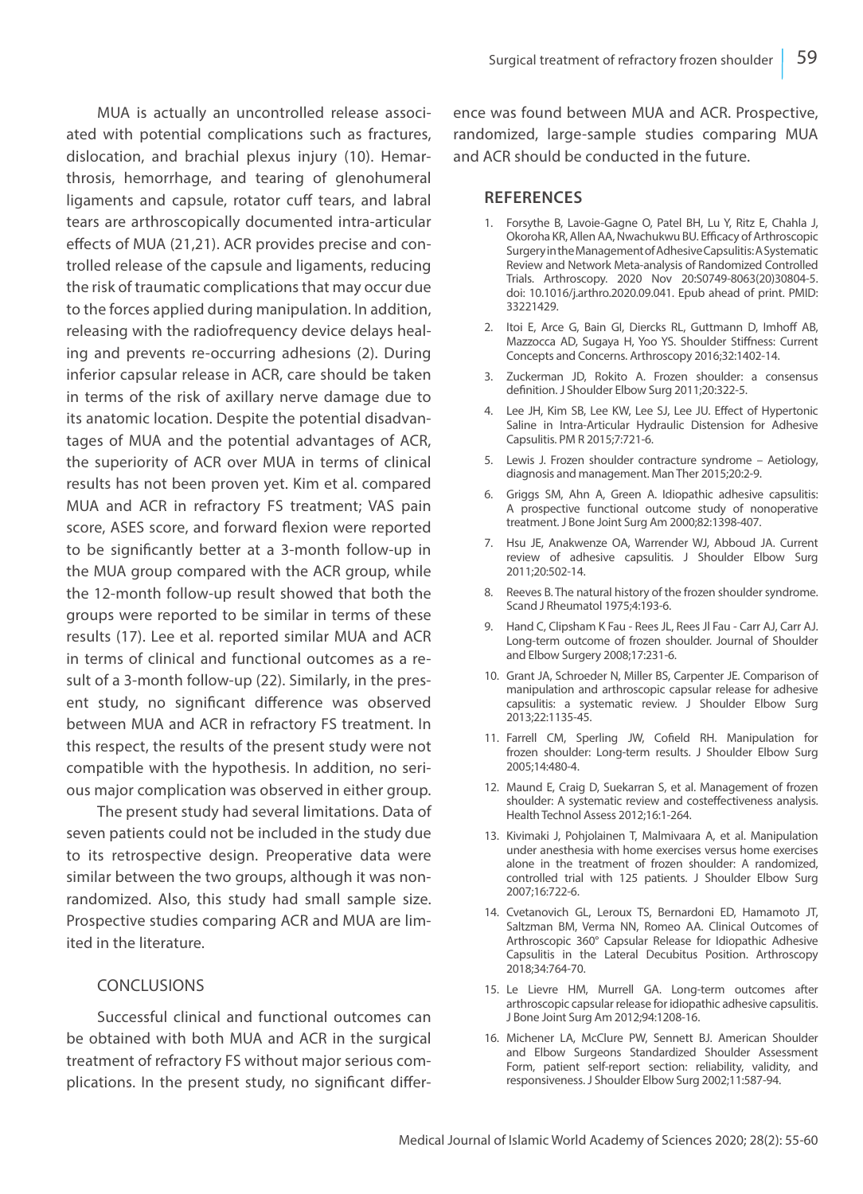MUA is actually an uncontrolled release associated with potential complications such as fractures, dislocation, and brachial plexus injury (10). Hemarthrosis, hemorrhage, and tearing of glenohumeral ligaments and capsule, rotator cuff tears, and labral tears are arthroscopically documented intra-articular effects of MUA (21,21). ACR provides precise and controlled release of the capsule and ligaments, reducing the risk of traumatic complications that may occur due to the forces applied during manipulation. In addition, releasing with the radiofrequency device delays healing and prevents re-occurring adhesions (2). During inferior capsular release in ACR, care should be taken in terms of the risk of axillary nerve damage due to its anatomic location. Despite the potential disadvantages of MUA and the potential advantages of ACR, the superiority of ACR over MUA in terms of clinical results has not been proven yet. Kim et al. compared MUA and ACR in refractory FS treatment; VAS pain score, ASES score, and forward flexion were reported to be significantly better at a 3-month follow-up in the MUA group compared with the ACR group, while the 12-month follow-up result showed that both the groups were reported to be similar in terms of these results (17). Lee et al. reported similar MUA and ACR in terms of clinical and functional outcomes as a result of a 3-month follow-up (22). Similarly, in the present study, no significant difference was observed between MUA and ACR in refractory FS treatment. In this respect, the results of the present study were not compatible with the hypothesis. In addition, no serious major complication was observed in either group.

The present study had several limitations. Data of seven patients could not be included in the study due to its retrospective design. Preoperative data were similar between the two groups, although it was nonrandomized. Also, this study had small sample size. Prospective studies comparing ACR and MUA are limited in the literature.

## CONCLUSIONS

Successful clinical and functional outcomes can be obtained with both MUA and ACR in the surgical treatment of refractory FS without major serious complications. In the present study, no significant difference was found between MUA and ACR. Prospective, randomized, large-sample studies comparing MUA and ACR should be conducted in the future.

## REFERENCES

1. Forsythe B, Lavoie-Gagne O, Patel BH, Lu Y, Ritz E, Chahla J, Okoroha KR, Allen AA, Nwachukwu BU. Efficacy of Arthroscopic Surgery in the Management of Adhesive Capsulitis: A Systematic Review and Network Meta-analysis of Randomized Controlled Trials. Arthroscopy. 2020 Nov 20:S0749-8063(20)30804-5. doi: 10.1016/j.arthro.2020.09.041. Epub ahead of print. PMID: 33221429.
2. Itoi E, Arce G, Bain GI, Diercks RL, Guttmann D, Imhoff AB, Mazzocca AD, Sugaya H, Yoo YS. Shoulder Stiffness: Current Concepts and Concerns. Arthroscopy 2016;32:1402-14.
3. Zuckerman JD, Rokito A. Frozen shoulder: a consensus definition. J Shoulder Elbow Surg 2011;20:322-5.
4. Lee JH, Kim SB, Lee KW, Lee SJ, Lee JU. Effect of Hypertonic Saline in Intra-Articular Hydraulic Distension for Adhesive Capsulitis. PM R 2015;7:721-6.
5. Lewis J. Frozen shoulder contracture syndrome – Aetiology, diagnosis and management. Man Ther 2015;20:2-9.
6. Griggs SM, Ahn A, Green A. Idiopathic adhesive capsulitis: A prospective functional outcome study of nonoperative treatment. J Bone Joint Surg Am 2000;82:1398-407.
7. Hsu JE, Anakwenze OA, Warrender WJ, Abboud JA. Current review of adhesive capsulitis. J Shoulder Elbow Surg 2011;20:502-14.
8. Reeves B. The natural history of the frozen shoulder syndrome. Scand J Rheumatol 1975;4:193-6.
9. Hand C, Clipsham K Fau - Rees JL, Rees Jl Fau - Carr AJ, Carr AJ. Long-term outcome of frozen shoulder. Journal of Shoulder and Elbow Surgery 2008;17:231-6.
10. Grant JA, Schroeder N, Miller BS, Carpenter JE. Comparison of manipulation and arthroscopic capsular release for adhesive capsulitis: a systematic review. J Shoulder Elbow Surg 2013;22:1135-45.
11. Farrell CM, Sperling JW, Cofield RH. Manipulation for frozen shoulder: Long-term results. J Shoulder Elbow Surg 2005;14:480-4.
12. Maund E, Craig D, Suekarran S, et al. Management of frozen shoulder: A systematic review and costeffectiveness analysis. Health Technol Assess 2012;16:1-264.
13. Kivimaki J, Pohjolainen T, Malmivaara A, et al. Manipulation under anesthesia with home exercises versus home exercises alone in the treatment of frozen shoulder: A randomized, controlled trial with 125 patients. J Shoulder Elbow Surg 2007;16:722-6.
14. Cvetanovich GL, Leroux TS, Bernardoni ED, Hamamoto JT, Saltzman BM, Verma NN, Romeo AA. Clinical Outcomes of Arthroscopic 360° Capsular Release for Idiopathic Adhesive Capsulitis in the Lateral Decubitus Position. Arthroscopy 2018;34:764-70.
15. Le Lievre HM, Murrell GA. Long-term outcomes after arthroscopic capsular release for idiopathic adhesive capsulitis. J Bone Joint Surg Am 2012;94:1208-16.
16. Michener LA, McClure PW, Sennett BJ. American Shoulder and Elbow Surgeons Standardized Shoulder Assessment Form, patient self-report section: reliability, validity, and responsiveness. J Shoulder Elbow Surg 2002;11:587-94.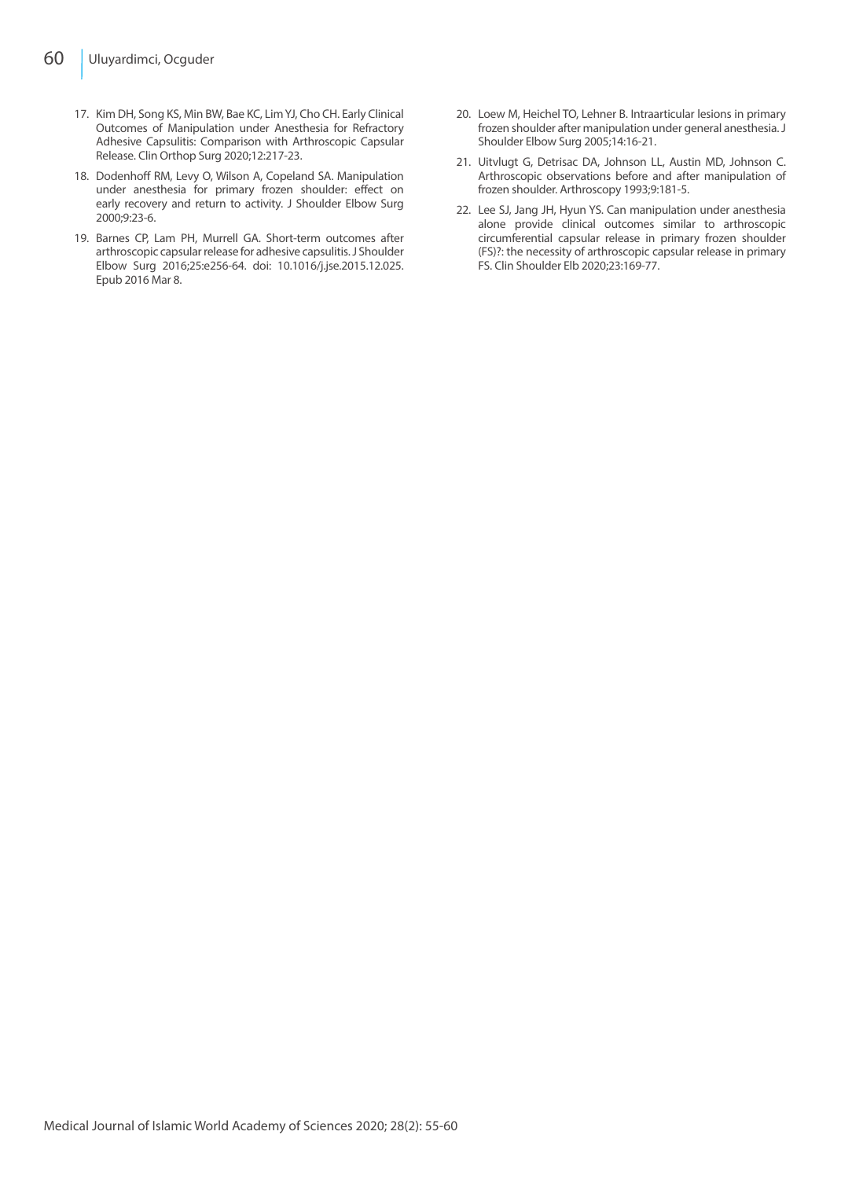17. Kim DH, Song KS, Min BW, Bae KC, Lim YJ, Cho CH. Early Clinical Outcomes of Manipulation under Anesthesia for Refractory Adhesive Capsulitis: Comparison with Arthroscopic Capsular Release. Clin Orthop Surg 2020;12:217-23.
18. Dodenhoff RM, Levy O, Wilson A, Copeland SA. Manipulation under anesthesia for primary frozen shoulder: effect on early recovery and return to activity. J Shoulder Elbow Surg 2000;9:23-6.
19. Barnes CP, Lam PH, Murrell GA. Short-term outcomes after arthroscopic capsular release for adhesive capsulitis. J Shoulder Elbow Surg 2016;25:e256-64. doi: 10.1016/j.jse.2015.12.025. Epub 2016 Mar 8.
20. Loew M, Heichel TO, Lehner B. Intraarticular lesions in primary frozen shoulder after manipulation under general anesthesia. J Shoulder Elbow Surg 2005;14:16-21.
21. Uitvlugt G, Detrisac DA, Johnson LL, Austin MD, Johnson C. Arthroscopic observations before and after manipulation of frozen shoulder. Arthroscopy 1993;9:181-5.
22. Lee SJ, Jang JH, Hyun YS. Can manipulation under anesthesia alone provide clinical outcomes similar to arthroscopic circumferential capsular release in primary frozen shoulder (FS)?: the necessity of arthroscopic capsular release in primary FS. Clin Shoulder Elb 2020;23:169-77.